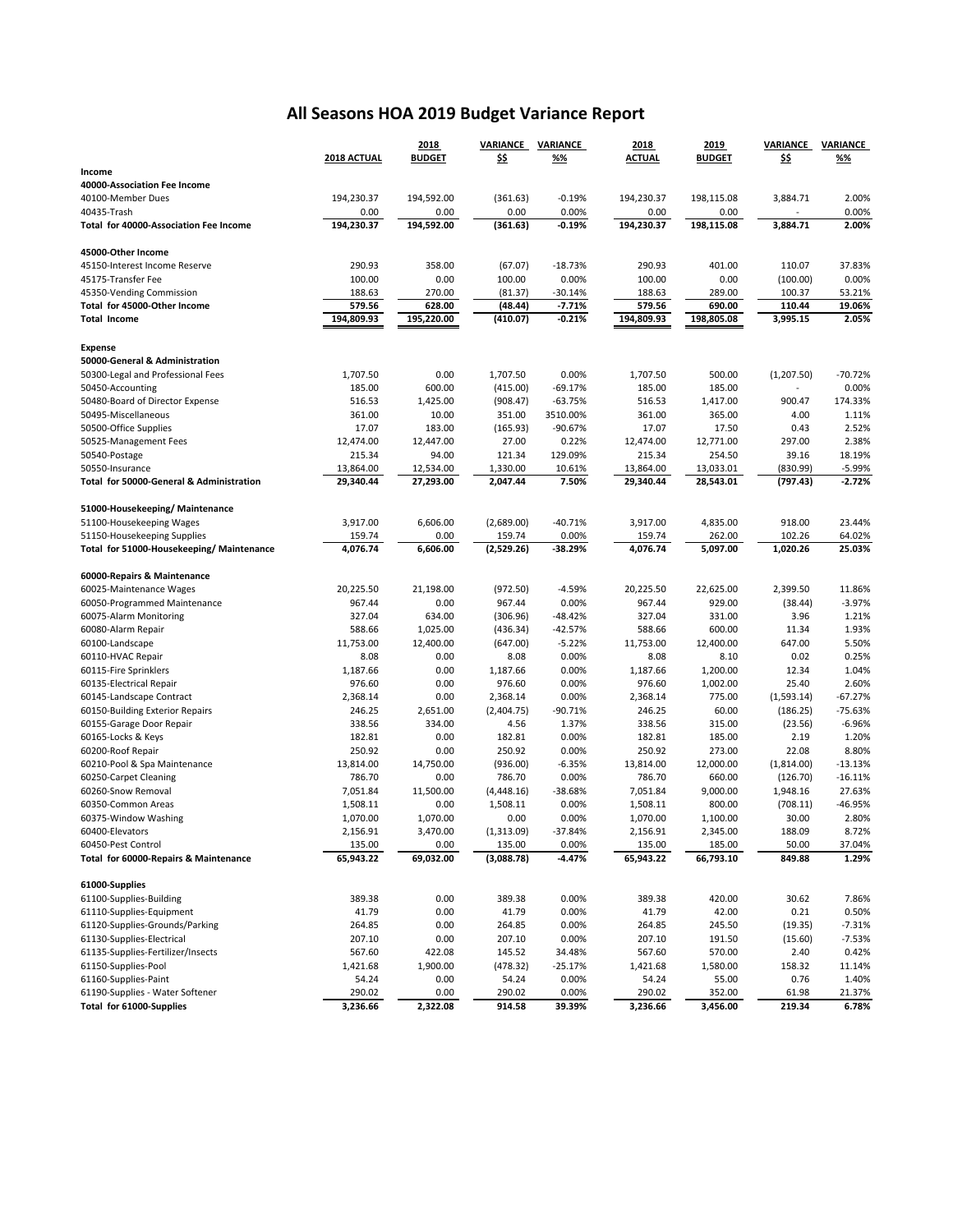# All Seasons HOA 2019 Budget Variance Report

| | 2018 ACTUAL | 2018 BUDGET | VARIANCE $$ | VARIANCE %% | 2018 ACTUAL | 2019 BUDGET | VARIANCE $$ | VARIANCE %% |
|---|---|---|---|---|---|---|---|---|
| **Income** | | | | | | | | |
| **40000-Association Fee Income** | | | | | | | | |
| 40100-Member Dues | 194,230.37 | 194,592.00 | (361.63) | -0.19% | 194,230.37 | 198,115.08 | 3,884.71 | 2.00% |
| 40435-Trash | 0.00 | 0.00 | 0.00 | 0.00% | 0.00 | 0.00 | - | 0.00% |
| **Total for 40000-Association Fee Income** | **194,230.37** | **194,592.00** | **(361.63)** | **-0.19%** | **194,230.37** | **198,115.08** | **3,884.71** | **2.00%** |
| | | | | | | | | |
| **45000-Other Income** | | | | | | | | |
| 45150-Interest Income Reserve | 290.93 | 358.00 | (67.07) | -18.73% | 290.93 | 401.00 | 110.07 | 37.83% |
| 45175-Transfer Fee | 100.00 | 0.00 | 100.00 | 0.00% | 100.00 | 0.00 | (100.00) | 0.00% |
| 45350-Vending Commission | 188.63 | 270.00 | (81.37) | -30.14% | 188.63 | 289.00 | 100.37 | 53.21% |
| **Total for 45000-Other Income** | **579.56** | **628.00** | **(48.44)** | **-7.71%** | **579.56** | **690.00** | **110.44** | **19.06%** |
| **Total Income** | **194,809.93** | **195,220.00** | **(410.07)** | **-0.21%** | **194,809.93** | **198,805.08** | **3,995.15** | **2.05%** |
| | | | | | | | | |
| **Expense** | | | | | | | | |
| **50000-General & Administration** | | | | | | | | |
| 50300-Legal and Professional Fees | 1,707.50 | 0.00 | 1,707.50 | 0.00% | 1,707.50 | 500.00 | (1,207.50) | -70.72% |
| 50450-Accounting | 185.00 | 600.00 | (415.00) | -69.17% | 185.00 | 185.00 | - | 0.00% |
| 50480-Board of Director Expense | 516.53 | 1,425.00 | (908.47) | -63.75% | 516.53 | 1,417.00 | 900.47 | 174.33% |
| 50495-Miscellaneous | 361.00 | 10.00 | 351.00 | 3510.00% | 361.00 | 365.00 | 4.00 | 1.11% |
| 50500-Office Supplies | 17.07 | 183.00 | (165.93) | -90.67% | 17.07 | 17.50 | 0.43 | 2.52% |
| 50525-Management Fees | 12,474.00 | 12,447.00 | 27.00 | 0.22% | 12,474.00 | 12,771.00 | 297.00 | 2.38% |
| 50540-Postage | 215.34 | 94.00 | 121.34 | 129.09% | 215.34 | 254.50 | 39.16 | 18.19% |
| 50550-Insurance | 13,864.00 | 12,534.00 | 1,330.00 | 10.61% | 13,864.00 | 13,033.01 | (830.99) | -5.99% |
| **Total for 50000-General & Administration** | **29,340.44** | **27,293.00** | **2,047.44** | **7.50%** | **29,340.44** | **28,543.01** | **(797.43)** | **-2.72%** |
| | | | | | | | | |
| **51000-Housekeeping/ Maintenance** | | | | | | | | |
| 51100-Housekeeping Wages | 3,917.00 | 6,606.00 | (2,689.00) | -40.71% | 3,917.00 | 4,835.00 | 918.00 | 23.44% |
| 51150-Housekeeping Supplies | 159.74 | 0.00 | 159.74 | 0.00% | 159.74 | 262.00 | 102.26 | 64.02% |
| **Total for 51000-Housekeeping/ Maintenance** | **4,076.74** | **6,606.00** | **(2,529.26)** | **-38.29%** | **4,076.74** | **5,097.00** | **1,020.26** | **25.03%** |
| | | | | | | | | |
| **60000-Repairs & Maintenance** | | | | | | | | |
| 60025-Maintenance Wages | 20,225.50 | 21,198.00 | (972.50) | -4.59% | 20,225.50 | 22,625.00 | 2,399.50 | 11.86% |
| 60050-Programmed Maintenance | 967.44 | 0.00 | 967.44 | 0.00% | 967.44 | 929.00 | (38.44) | -3.97% |
| 60075-Alarm Monitoring | 327.04 | 634.00 | (306.96) | -48.42% | 327.04 | 331.00 | 3.96 | 1.21% |
| 60080-Alarm Repair | 588.66 | 1,025.00 | (436.34) | -42.57% | 588.66 | 600.00 | 11.34 | 1.93% |
| 60100-Landscape | 11,753.00 | 12,400.00 | (647.00) | -5.22% | 11,753.00 | 12,400.00 | 647.00 | 5.50% |
| 60110-HVAC Repair | 8.08 | 0.00 | 8.08 | 0.00% | 8.08 | 8.10 | 0.02 | 0.25% |
| 60115-Fire Sprinklers | 1,187.66 | 0.00 | 1,187.66 | 0.00% | 1,187.66 | 1,200.00 | 12.34 | 1.04% |
| 60135-Electrical Repair | 976.60 | 0.00 | 976.60 | 0.00% | 976.60 | 1,002.00 | 25.40 | 2.60% |
| 60145-Landscape Contract | 2,368.14 | 0.00 | 2,368.14 | 0.00% | 2,368.14 | 775.00 | (1,593.14) | -67.27% |
| 60150-Building Exterior Repairs | 246.25 | 2,651.00 | (2,404.75) | -90.71% | 246.25 | 60.00 | (186.25) | -75.63% |
| 60155-Garage Door Repair | 338.56 | 334.00 | 4.56 | 1.37% | 338.56 | 315.00 | (23.56) | -6.96% |
| 60165-Locks & Keys | 182.81 | 0.00 | 182.81 | 0.00% | 182.81 | 185.00 | 2.19 | 1.20% |
| 60200-Roof Repair | 250.92 | 0.00 | 250.92 | 0.00% | 250.92 | 273.00 | 22.08 | 8.80% |
| 60210-Pool & Spa Maintenance | 13,814.00 | 14,750.00 | (936.00) | -6.35% | 13,814.00 | 12,000.00 | (1,814.00) | -13.13% |
| 60250-Carpet Cleaning | 786.70 | 0.00 | 786.70 | 0.00% | 786.70 | 660.00 | (126.70) | -16.11% |
| 60260-Snow Removal | 7,051.84 | 11,500.00 | (4,448.16) | -38.68% | 7,051.84 | 9,000.00 | 1,948.16 | 27.63% |
| 60350-Common Areas | 1,508.11 | 0.00 | 1,508.11 | 0.00% | 1,508.11 | 800.00 | (708.11) | -46.95% |
| 60375-Window Washing | 1,070.00 | 1,070.00 | 0.00 | 0.00% | 1,070.00 | 1,100.00 | 30.00 | 2.80% |
| 60400-Elevators | 2,156.91 | 3,470.00 | (1,313.09) | -37.84% | 2,156.91 | 2,345.00 | 188.09 | 8.72% |
| 60450-Pest Control | 135.00 | 0.00 | 135.00 | 0.00% | 135.00 | 185.00 | 50.00 | 37.04% |
| **Total for 60000-Repairs & Maintenance** | **65,943.22** | **69,032.00** | **(3,088.78)** | **-4.47%** | **65,943.22** | **66,793.10** | **849.88** | **1.29%** |
| | | | | | | | | |
| **61000-Supplies** | | | | | | | | |
| 61100-Supplies-Building | 389.38 | 0.00 | 389.38 | 0.00% | 389.38 | 420.00 | 30.62 | 7.86% |
| 61110-Supplies-Equipment | 41.79 | 0.00 | 41.79 | 0.00% | 41.79 | 42.00 | 0.21 | 0.50% |
| 61120-Supplies-Grounds/Parking | 264.85 | 0.00 | 264.85 | 0.00% | 264.85 | 245.50 | (19.35) | -7.31% |
| 61130-Supplies-Electrical | 207.10 | 0.00 | 207.10 | 0.00% | 207.10 | 191.50 | (15.60) | -7.53% |
| 61135-Supplies-Fertilizer/Insects | 567.60 | 422.08 | 145.52 | 34.48% | 567.60 | 570.00 | 2.40 | 0.42% |
| 61150-Supplies-Pool | 1,421.68 | 1,900.00 | (478.32) | -25.17% | 1,421.68 | 1,580.00 | 158.32 | 11.14% |
| 61160-Supplies-Paint | 54.24 | 0.00 | 54.24 | 0.00% | 54.24 | 55.00 | 0.76 | 1.40% |
| 61190-Supplies - Water Softener | 290.02 | 0.00 | 290.02 | 0.00% | 290.02 | 352.00 | 61.98 | 21.37% |
| **Total for 61000-Supplies** | **3,236.66** | **2,322.08** | **914.58** | **39.39%** | **3,236.66** | **3,456.00** | **219.34** | **6.78%** |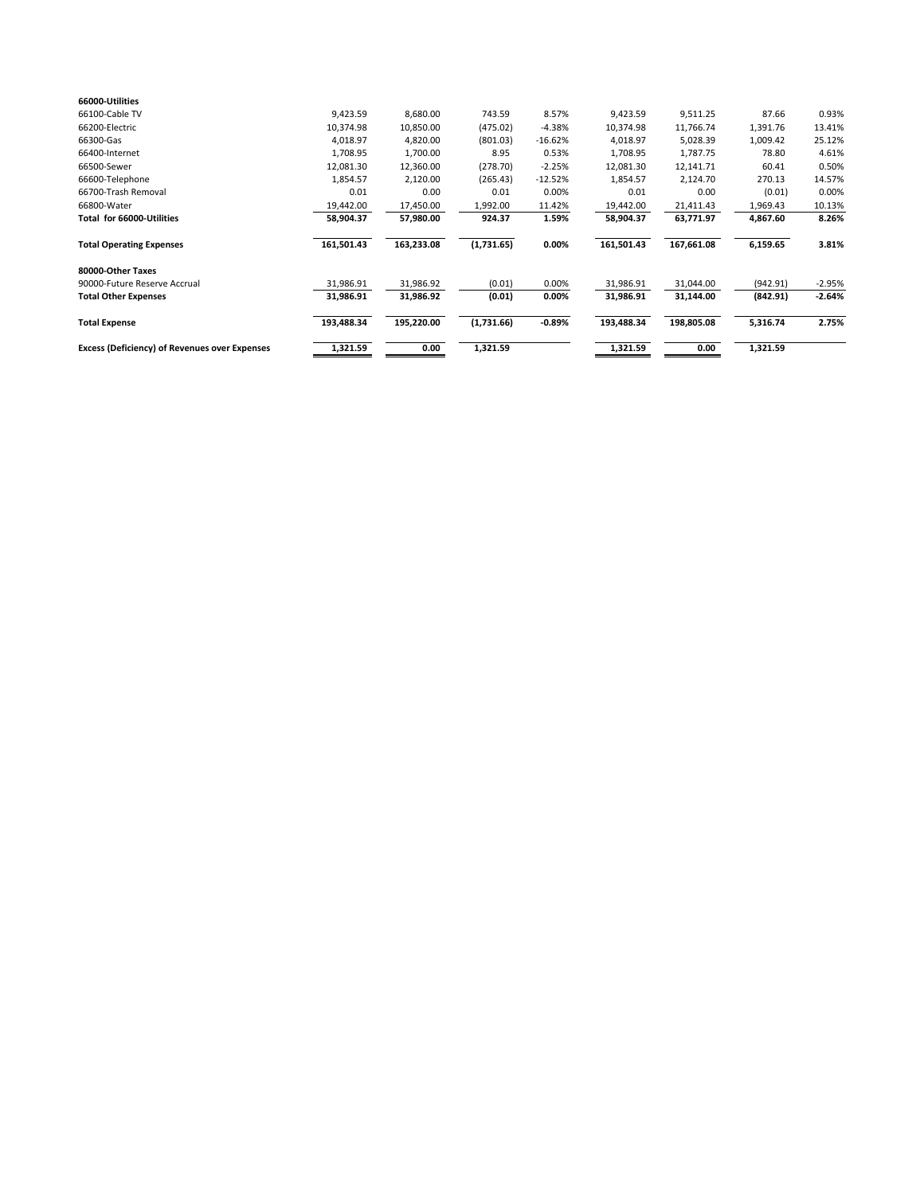| | | | | | | | | |
|---|---|---|---|---|---|---|---|---|
| **66000-Utilities** | | | | | | | | |
| 66100-Cable TV | 9,423.59 | 8,680.00 | 743.59 | 8.57% | 9,423.59 | 9,511.25 | 87.66 | 0.93% |
| 66200-Electric | 10,374.98 | 10,850.00 | (475.02) | -4.38% | 10,374.98 | 11,766.74 | 1,391.76 | 13.41% |
| 66300-Gas | 4,018.97 | 4,820.00 | (801.03) | -16.62% | 4,018.97 | 5,028.39 | 1,009.42 | 25.12% |
| 66400-Internet | 1,708.95 | 1,700.00 | 8.95 | 0.53% | 1,708.95 | 1,787.75 | 78.80 | 4.61% |
| 66500-Sewer | 12,081.30 | 12,360.00 | (278.70) | -2.25% | 12,081.30 | 12,141.71 | 60.41 | 0.50% |
| 66600-Telephone | 1,854.57 | 2,120.00 | (265.43) | -12.52% | 1,854.57 | 2,124.70 | 270.13 | 14.57% |
| 66700-Trash Removal | 0.01 | 0.00 | 0.01 | 0.00% | 0.01 | 0.00 | (0.01) | 0.00% |
| 66800-Water | 19,442.00 | 17,450.00 | 1,992.00 | 11.42% | 19,442.00 | 21,411.43 | 1,969.43 | 10.13% |
| **Total for 66000-Utilities** | **58,904.37** | **57,980.00** | **924.37** | **1.59%** | **58,904.37** | **63,771.97** | **4,867.60** | **8.26%** |
| **Total Operating Expenses** | **161,501.43** | **163,233.08** | **(1,731.65)** | **0.00%** | **161,501.43** | **167,661.08** | **6,159.65** | **3.81%** |
| **80000-Other Taxes** | | | | | | | | |
| 90000-Future Reserve Accrual | 31,986.91 | 31,986.92 | (0.01) | 0.00% | 31,986.91 | 31,044.00 | (942.91) | -2.95% |
| **Total Other Expenses** | **31,986.91** | **31,986.92** | **(0.01)** | **0.00%** | **31,986.91** | **31,144.00** | **(842.91)** | **-2.64%** |
| **Total Expense** | **193,488.34** | **195,220.00** | **(1,731.66)** | **-0.89%** | **193,488.34** | **198,805.08** | **5,316.74** | **2.75%** |
| **Excess (Deficiency) of Revenues over Expenses** | **1,321.59** | **0.00** | **1,321.59** | | **1,321.59** | **0.00** | **1,321.59** | |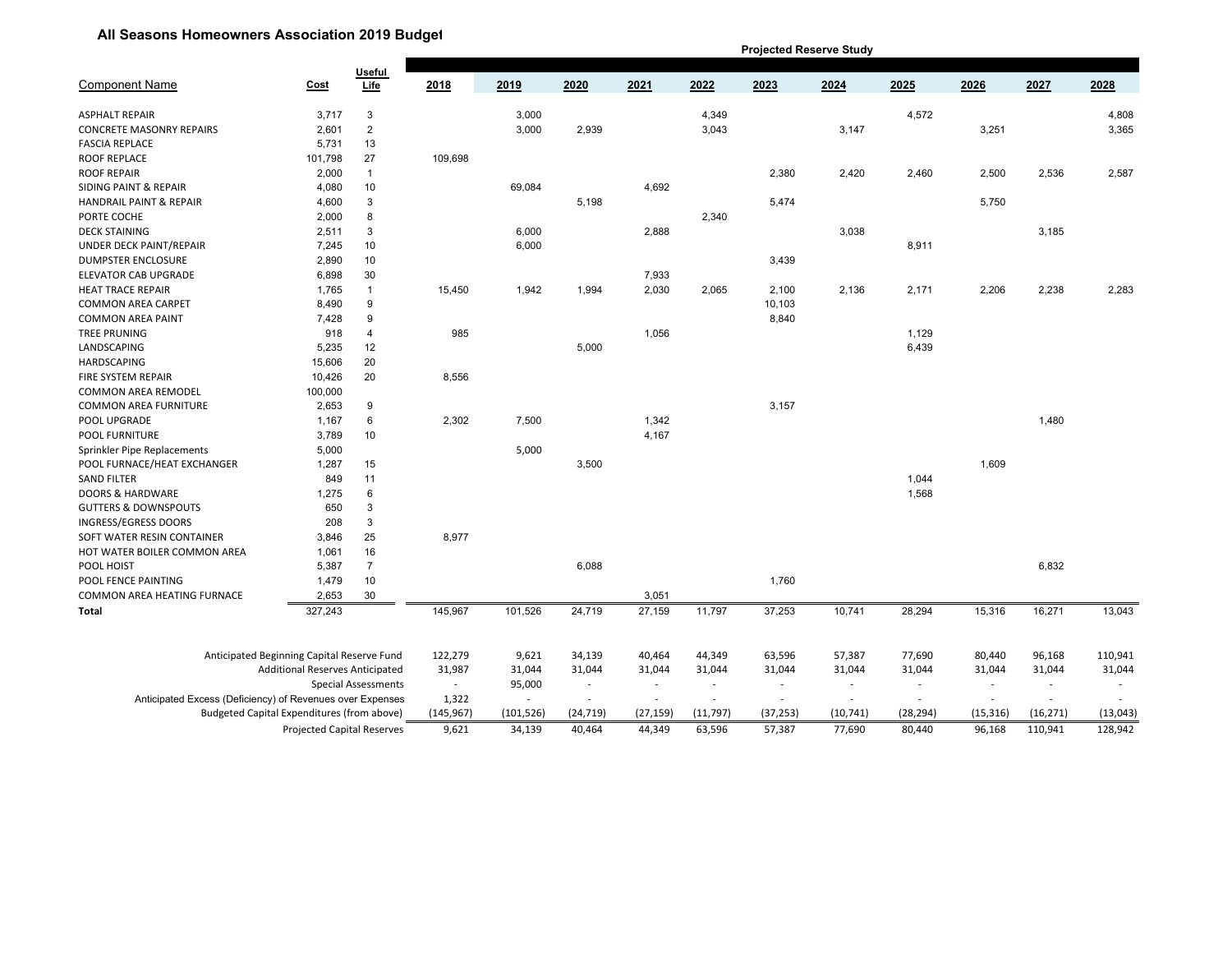## All Seasons Homeowners Association 2019 Budget

| Component Name | Cost | Useful Life | 2018 | 2019 | 2020 | 2021 | 2022 | 2023 | 2024 | 2025 | 2026 | 2027 | 2028 |
|---|---|---|---|---|---|---|---|---|---|---|---|---|---|
| | | | | | | | | Projected Reserve Study | | | | | |
| ASPHALT REPAIR | 3,717 | 3 | | 3,000 | | | 4,349 | | | 4,572 | | | 4,808 |
| CONCRETE MASONRY REPAIRS | 2,601 | 2 | | 3,000 | 2,939 | | 3,043 | | 3,147 | | 3,251 | | 3,365 |
| FASCIA REPLACE | 5,731 | 13 | | | | | | | | | | | |
| ROOF REPLACE | 101,798 | 27 | 109,698 | | | | | | | | | | |
| ROOF REPAIR | 2,000 | 1 | | | | | | 2,380 | 2,420 | 2,460 | 2,500 | 2,536 | 2,587 |
| SIDING PAINT & REPAIR | 4,080 | 10 | | 69,084 | | 4,692 | | | | | | | |
| HANDRAIL PAINT & REPAIR | 4,600 | 3 | | | 5,198 | | | 5,474 | | | 5,750 | | |
| PORTE COCHE | 2,000 | 8 | | | | | 2,340 | | | | | | |
| DECK STAINING | 2,511 | 3 | | 6,000 | | 2,888 | | | 3,038 | | | 3,185 | |
| UNDER DECK PAINT/REPAIR | 7,245 | 10 | | 6,000 | | | | | | 8,911 | | | |
| DUMPSTER ENCLOSURE | 2,890 | 10 | | | | | | 3,439 | | | | | |
| ELEVATOR CAB UPGRADE | 6,898 | 30 | | | | 7,933 | | | | | | | |
| HEAT TRACE REPAIR | 1,765 | 1 | 15,450 | 1,942 | 1,994 | 2,030 | 2,065 | 2,100 | 2,136 | 2,171 | 2,206 | 2,238 | 2,283 |
| COMMON AREA CARPET | 8,490 | 9 | | | | | | 10,103 | | | | | |
| COMMON AREA PAINT | 7,428 | 9 | | | | | | 8,840 | | | | | |
| TREE PRUNING | 918 | 4 | 985 | | | 1,056 | | | | 1,129 | | | |
| LANDSCAPING | 5,235 | 12 | | | 5,000 | | | | | 6,439 | | | |
| HARDSCAPING | 15,606 | 20 | | | | | | | | | | | |
| FIRE SYSTEM REPAIR | 10,426 | 20 | 8,556 | | | | | | | | | | |
| COMMON AREA REMODEL | 100,000 | | | | | | | | | | | | |
| COMMON AREA FURNITURE | 2,653 | 9 | | | | | | 3,157 | | | | | |
| POOL UPGRADE | 1,167 | 6 | 2,302 | 7,500 | | 1,342 | | | | | | 1,480 | |
| POOL FURNITURE | 3,789 | 10 | | | | 4,167 | | | | | | | |
| Sprinkler Pipe Replacements | 5,000 | | | 5,000 | | | | | | | | | |
| POOL FURNACE/HEAT EXCHANGER | 1,287 | 15 | | | 3,500 | | | | | | 1,609 | | |
| SAND FILTER | 849 | 11 | | | | | | | | 1,044 | | | |
| DOORS & HARDWARE | 1,275 | 6 | | | | | | | | 1,568 | | | |
| GUTTERS & DOWNSPOUTS | 650 | 3 | | | | | | | | | | | |
| INGRESS/EGRESS DOORS | 208 | 3 | | | | | | | | | | | |
| SOFT WATER RESIN CONTAINER | 3,846 | 25 | 8,977 | | | | | | | | | | |
| HOT WATER BOILER COMMON AREA | 1,061 | 16 | | | | | | | | | | | |
| POOL HOIST | 5,387 | 7 | | | 6,088 | | | | | | | 6,832 | |
| POOL FENCE PAINTING | 1,479 | 10 | | | | | | 1,760 | | | | | |
| COMMON AREA HEATING FURNACE | 2,653 | 30 | | | | 3,051 | | | | | | | |
| **Total** | 327,243 | | 145,967 | 101,526 | 24,719 | 27,159 | 11,797 | 37,253 | 10,741 | 28,294 | 15,316 | 16,271 | 13,043 |

| | 2018 | 2019 | 2020 | 2021 | 2022 | 2023 | 2024 | 2025 | 2026 | 2027 | 2028 |
|---|---|---|---|---|---|---|---|---|---|---|---|
| Anticipated Beginning Capital Reserve Fund | 122,279 | 9,621 | 34,139 | 40,464 | 44,349 | 63,596 | 57,387 | 77,690 | 80,440 | 96,168 | 110,941 |
| Additional Reserves Anticipated | 31,987 | 31,044 | 31,044 | 31,044 | 31,044 | 31,044 | 31,044 | 31,044 | 31,044 | 31,044 | 31,044 |
| Special Assessments | - | 95,000 | - | - | - | - | - | - | - | - | - |
| Anticipated Excess (Deficiency) of Revenues over Expenses | 1,322 | - | - | - | - | - | - | - | - | - | - |
| Budgeted Capital Expenditures (from above) | (145,967) | (101,526) | (24,719) | (27,159) | (11,797) | (37,253) | (10,741) | (28,294) | (15,316) | (16,271) | (13,043) |
| Projected Capital Reserves | 9,621 | 34,139 | 40,464 | 44,349 | 63,596 | 57,387 | 77,690 | 80,440 | 96,168 | 110,941 | 128,942 |